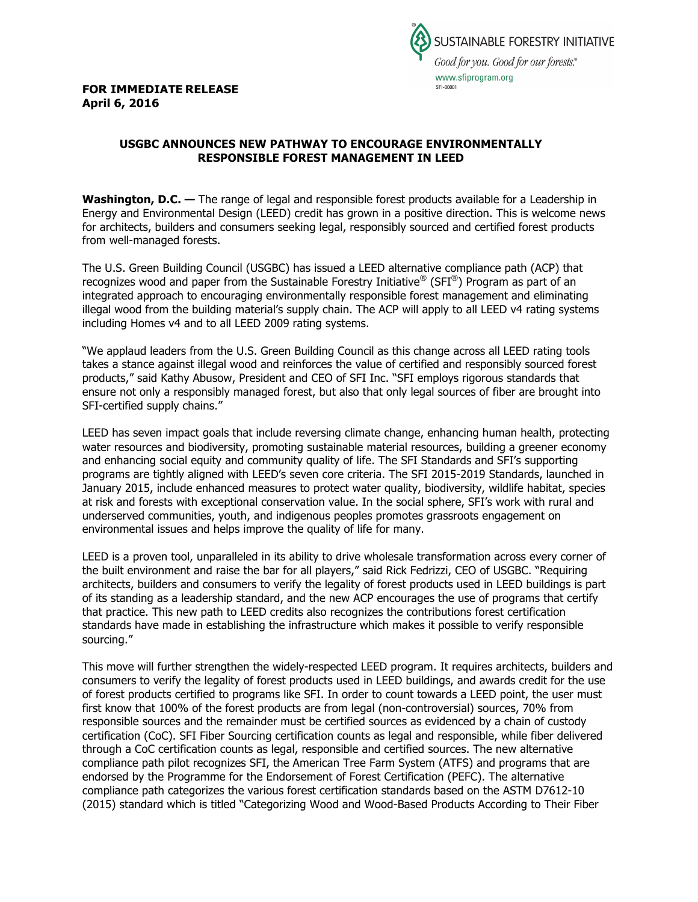SUSTAINABLE FORESTRY INITIATIVE
*Good for you. Good for our forests.*®
www.sfiprogram.org
SFI-00001

**FOR IMMEDIATE RELEASE**
**April 6, 2016**

## USGBC ANNOUNCES NEW PATHWAY TO ENCOURAGE ENVIRONMENTALLY RESPONSIBLE FOREST MANAGEMENT IN LEED

**Washington, D.C. —** The range of legal and responsible forest products available for a Leadership in Energy and Environmental Design (LEED) credit has grown in a positive direction. This is welcome news for architects, builders and consumers seeking legal, responsibly sourced and certified forest products from well-managed forests.

The U.S. Green Building Council (USGBC) has issued a LEED alternative compliance path (ACP) that recognizes wood and paper from the Sustainable Forestry Initiative® (SFI®) Program as part of an integrated approach to encouraging environmentally responsible forest management and eliminating illegal wood from the building material's supply chain. The ACP will apply to all LEED v4 rating systems including Homes v4 and to all LEED 2009 rating systems.

"We applaud leaders from the U.S. Green Building Council as this change across all LEED rating tools takes a stance against illegal wood and reinforces the value of certified and responsibly sourced forest products," said Kathy Abusow, President and CEO of SFI Inc. "SFI employs rigorous standards that ensure not only a responsibly managed forest, but also that only legal sources of fiber are brought into SFI-certified supply chains."

LEED has seven impact goals that include reversing climate change, enhancing human health, protecting water resources and biodiversity, promoting sustainable material resources, building a greener economy and enhancing social equity and community quality of life. The SFI Standards and SFI's supporting programs are tightly aligned with LEED's seven core criteria. The SFI 2015-2019 Standards, launched in January 2015, include enhanced measures to protect water quality, biodiversity, wildlife habitat, species at risk and forests with exceptional conservation value. In the social sphere, SFI's work with rural and underserved communities, youth, and indigenous peoples promotes grassroots engagement on environmental issues and helps improve the quality of life for many.

LEED is a proven tool, unparalleled in its ability to drive wholesale transformation across every corner of the built environment and raise the bar for all players," said Rick Fedrizzi, CEO of USGBC. "Requiring architects, builders and consumers to verify the legality of forest products used in LEED buildings is part of its standing as a leadership standard, and the new ACP encourages the use of programs that certify that practice. This new path to LEED credits also recognizes the contributions forest certification standards have made in establishing the infrastructure which makes it possible to verify responsible sourcing."

This move will further strengthen the widely-respected LEED program. It requires architects, builders and consumers to verify the legality of forest products used in LEED buildings, and awards credit for the use of forest products certified to programs like SFI. In order to count towards a LEED point, the user must first know that 100% of the forest products are from legal (non-controversial) sources, 70% from responsible sources and the remainder must be certified sources as evidenced by a chain of custody certification (CoC). SFI Fiber Sourcing certification counts as legal and responsible, while fiber delivered through a CoC certification counts as legal, responsible and certified sources. The new alternative compliance path pilot recognizes SFI, the American Tree Farm System (ATFS) and programs that are endorsed by the Programme for the Endorsement of Forest Certification (PEFC). The alternative compliance path categorizes the various forest certification standards based on the ASTM D7612-10 (2015) standard which is titled "Categorizing Wood and Wood-Based Products According to Their Fiber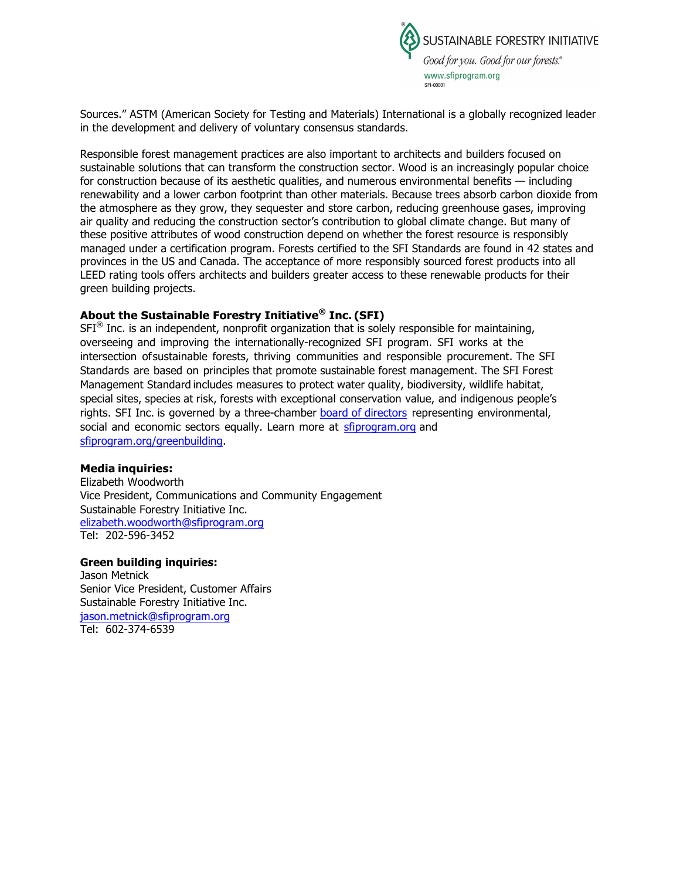Sources." ASTM (American Society for Testing and Materials) International is a globally recognized leader in the development and delivery of voluntary consensus standards.

Responsible forest management practices are also important to architects and builders focused on sustainable solutions that can transform the construction sector. Wood is an increasingly popular choice for construction because of its aesthetic qualities, and numerous environmental benefits — including renewability and a lower carbon footprint than other materials. Because trees absorb carbon dioxide from the atmosphere as they grow, they sequester and store carbon, reducing greenhouse gases, improving air quality and reducing the construction sector's contribution to global climate change. But many of these positive attributes of wood construction depend on whether the forest resource is responsibly managed under a certification program. Forests certified to the SFI Standards are found in 42 states and provinces in the US and Canada. The acceptance of more responsibly sourced forest products into all LEED rating tools offers architects and builders greater access to these renewable products for their green building projects.

**About the Sustainable Forestry Initiative® Inc. (SFI)**

SFI® Inc. is an independent, nonprofit organization that is solely responsible for maintaining, overseeing and improving the internationally-recognized SFI program. SFI works at the intersection of sustainable forests, thriving communities and responsible procurement. The SFI Standards are based on principles that promote sustainable forest management. The SFI Forest Management Standard includes measures to protect water quality, biodiversity, wildlife habitat, special sites, species at risk, forests with exceptional conservation value, and indigenous people's rights. SFI Inc. is governed by a three-chamber board of directors representing environmental, social and economic sectors equally. Learn more at sfiprogram.org and sfiprogram.org/greenbuilding.

**Media inquiries:**
Elizabeth Woodworth
Vice President, Communications and Community Engagement
Sustainable Forestry Initiative Inc.
elizabeth.woodworth@sfiprogram.org
Tel: 202-596-3452

**Green building inquiries:**
Jason Metnick
Senior Vice President, Customer Affairs
Sustainable Forestry Initiative Inc.
jason.metnick@sfiprogram.org
Tel: 602-374-6539